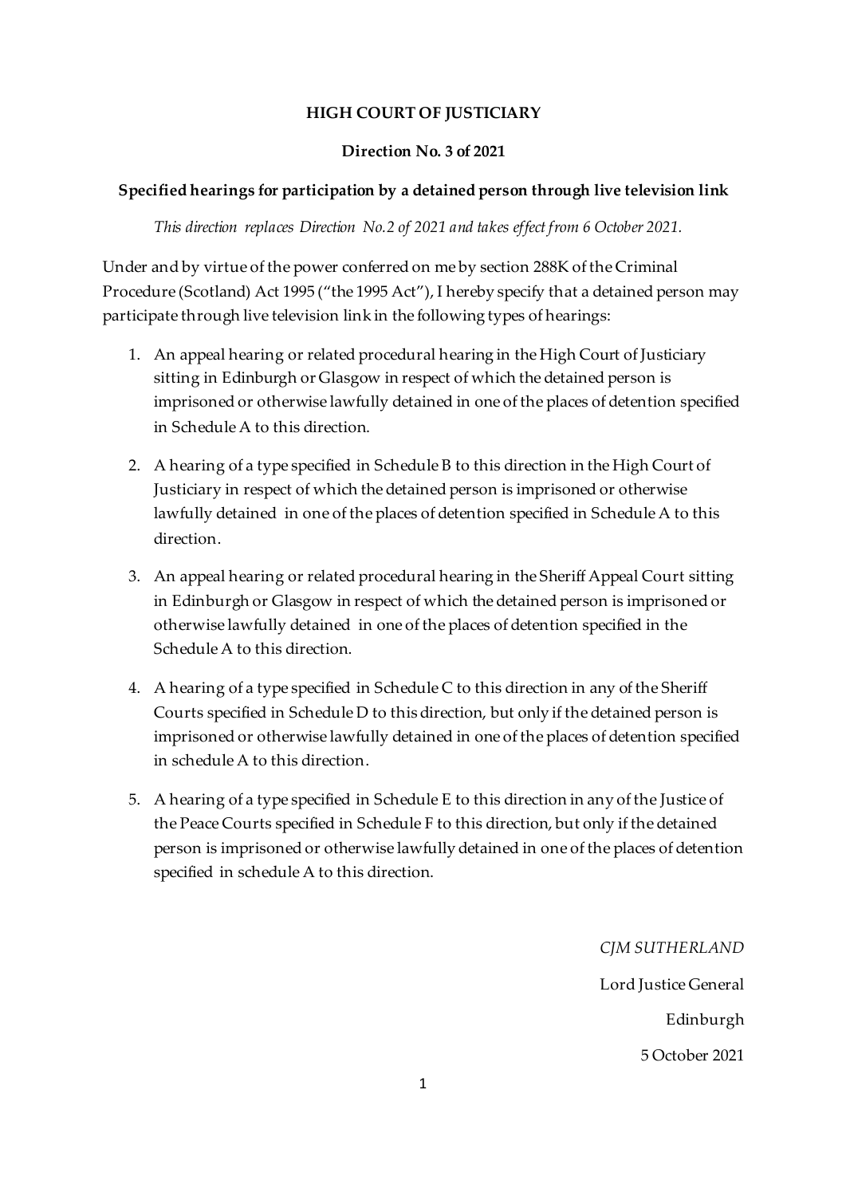# HIGH COURT OF JUSTICIARY

## Direction No. 3 of 2021

### Specified hearings for participation by a detained person through live television link

*This direction replaces Direction No.2 of 2021 and takes effect from 6 October 2021.*

Under and by virtue of the power conferred on me by section 288K of the Criminal Procedure (Scotland) Act 1995 ("the 1995 Act"), I hereby specify that a detained person may participate through live television link in the following types of hearings:

1. An appeal hearing or related procedural hearing in the High Court of Justiciary sitting in Edinburgh or Glasgow in respect of which the detained person is imprisoned or otherwise lawfully detained in one of the places of detention specified in Schedule A to this direction.
2. A hearing of a type specified in Schedule B to this direction in the High Court of Justiciary in respect of which the detained person is imprisoned or otherwise lawfully detained in one of the places of detention specified in Schedule A to this direction.
3. An appeal hearing or related procedural hearing in the Sheriff Appeal Court sitting in Edinburgh or Glasgow in respect of which the detained person is imprisoned or otherwise lawfully detained in one of the places of detention specified in the Schedule A to this direction.
4. A hearing of a type specified in Schedule C to this direction in any of the Sheriff Courts specified in Schedule D to this direction, but only if the detained person is imprisoned or otherwise lawfully detained in one of the places of detention specified in schedule A to this direction.
5. A hearing of a type specified in Schedule E to this direction in any of the Justice of the Peace Courts specified in Schedule F to this direction, but only if the detained person is imprisoned or otherwise lawfully detained in one of the places of detention specified in schedule A to this direction.

*CJM SUTHERLAND*

Lord Justice General

Edinburgh

5 October 2021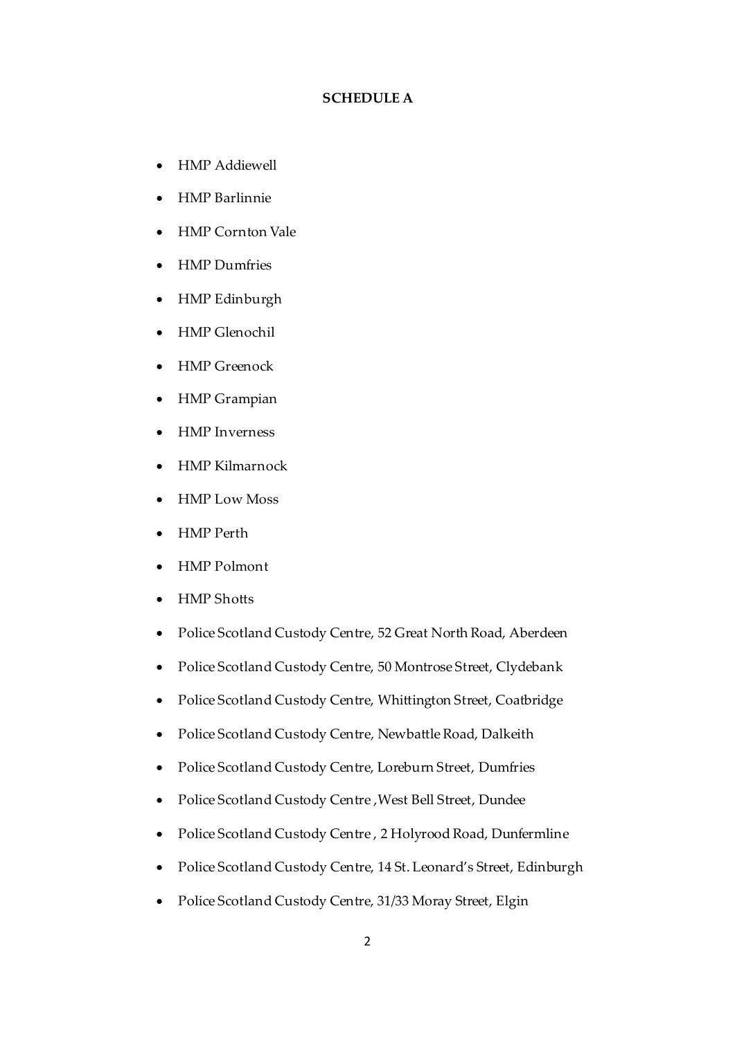**SCHEDULE A**

- HMP Addiewell
- HMP Barlinnie
- HMP Cornton Vale
- HMP Dumfries
- HMP Edinburgh
- HMP Glenochil
- HMP Greenock
- HMP Grampian
- HMP Inverness
- HMP Kilmarnock
- HMP Low Moss
- HMP Perth
- HMP Polmont
- HMP Shotts
- Police Scotland Custody Centre, 52 Great North Road, Aberdeen
- Police Scotland Custody Centre, 50 Montrose Street, Clydebank
- Police Scotland Custody Centre, Whittington Street, Coatbridge
- Police Scotland Custody Centre, Newbattle Road, Dalkeith
- Police Scotland Custody Centre, Loreburn Street, Dumfries
- Police Scotland Custody Centre ,West Bell Street, Dundee
- Police Scotland Custody Centre , 2 Holyrood Road, Dunfermline
- Police Scotland Custody Centre, 14 St. Leonard's Street, Edinburgh
- Police Scotland Custody Centre, 31/33 Moray Street, Elgin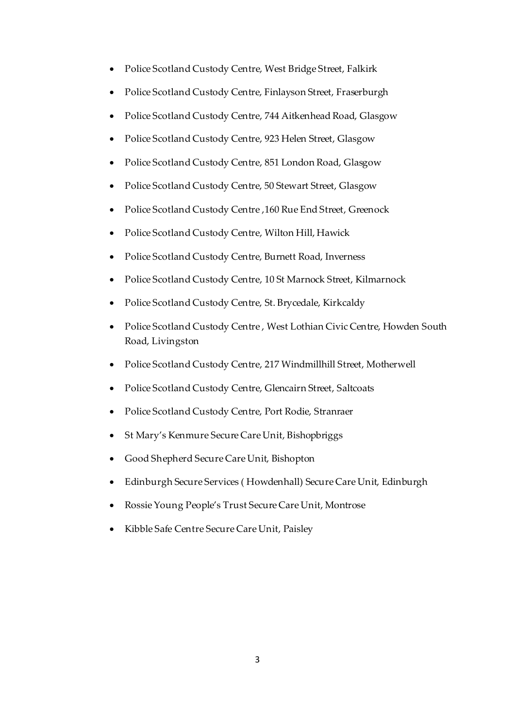- Police Scotland Custody Centre, West Bridge Street, Falkirk
- Police Scotland Custody Centre, Finlayson Street, Fraserburgh
- Police Scotland Custody Centre, 744 Aitkenhead Road, Glasgow
- Police Scotland Custody Centre, 923 Helen Street, Glasgow
- Police Scotland Custody Centre, 851 London Road, Glasgow
- Police Scotland Custody Centre, 50 Stewart Street, Glasgow
- Police Scotland Custody Centre ,160 Rue End Street, Greenock
- Police Scotland Custody Centre, Wilton Hill, Hawick
- Police Scotland Custody Centre, Burnett Road, Inverness
- Police Scotland Custody Centre, 10 St Marnock Street, Kilmarnock
- Police Scotland Custody Centre, St. Brycedale, Kirkcaldy
- Police Scotland Custody Centre , West Lothian Civic Centre, Howden South Road, Livingston
- Police Scotland Custody Centre, 217 Windmillhill Street, Motherwell
- Police Scotland Custody Centre, Glencairn Street, Saltcoats
- Police Scotland Custody Centre, Port Rodie, Stranraer
- St Mary's Kenmure Secure Care Unit, Bishopbriggs
- Good Shepherd Secure Care Unit, Bishopton
- Edinburgh Secure Services ( Howdenhall) Secure Care Unit, Edinburgh
- Rossie Young People's Trust Secure Care Unit, Montrose
- Kibble Safe Centre Secure Care Unit, Paisley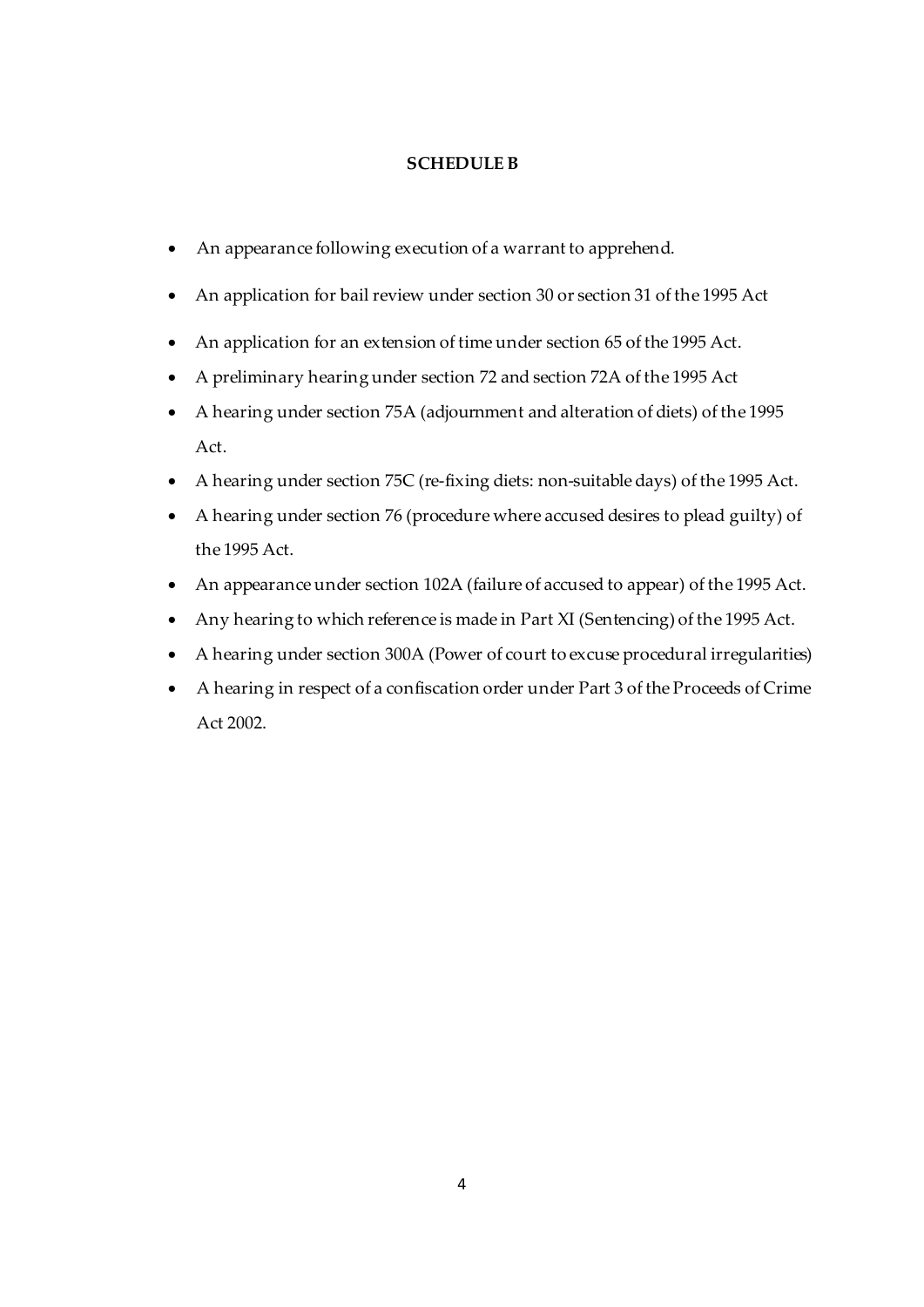**SCHEDULE B**

- An appearance following execution of a warrant to apprehend.
- An application for bail review under section 30 or section 31 of the 1995 Act
- An application for an extension of time under section 65 of the 1995 Act.
- A preliminary hearing under section 72 and section 72A of the 1995 Act
- A hearing under section 75A (adjournment and alteration of diets) of the 1995 Act.
- A hearing under section 75C (re-fixing diets: non-suitable days) of the 1995 Act.
- A hearing under section 76 (procedure where accused desires to plead guilty) of the 1995 Act.
- An appearance under section 102A (failure of accused to appear) of the 1995 Act.
- Any hearing to which reference is made in Part XI (Sentencing) of the 1995 Act.
- A hearing under section 300A (Power of court to excuse procedural irregularities)
- A hearing in respect of a confiscation order under Part 3 of the Proceeds of Crime Act 2002.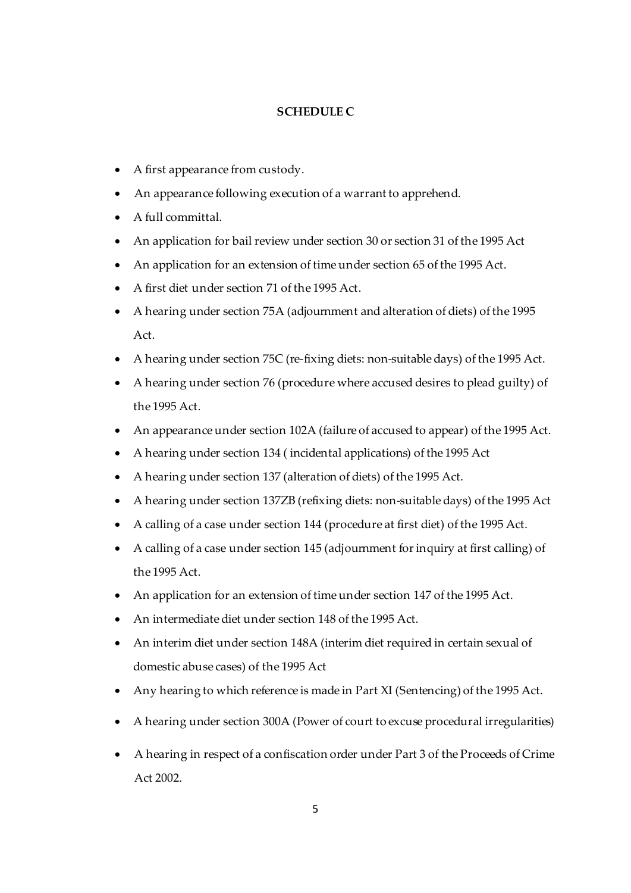**SCHEDULE C**

- A first appearance from custody.
- An appearance following execution of a warrant to apprehend.
- A full committal.
- An application for bail review under section 30 or section 31 of the 1995 Act
- An application for an extension of time under section 65 of the 1995 Act.
- A first diet under section 71 of the 1995 Act.
- A hearing under section 75A (adjournment and alteration of diets) of the 1995 Act.
- A hearing under section 75C (re-fixing diets: non-suitable days) of the 1995 Act.
- A hearing under section 76 (procedure where accused desires to plead guilty) of the 1995 Act.
- An appearance under section 102A (failure of accused to appear) of the 1995 Act.
- A hearing under section 134 ( incidental applications) of the 1995 Act
- A hearing under section 137 (alteration of diets) of the 1995 Act.
- A hearing under section 137ZB (refixing diets: non-suitable days) of the 1995 Act
- A calling of a case under section 144 (procedure at first diet) of the 1995 Act.
- A calling of a case under section 145 (adjournment for inquiry at first calling) of the 1995 Act.
- An application for an extension of time under section 147 of the 1995 Act.
- An intermediate diet under section 148 of the 1995 Act.
- An interim diet under section 148A (interim diet required in certain sexual of domestic abuse cases) of the 1995 Act
- Any hearing to which reference is made in Part XI (Sentencing) of the 1995 Act.
- A hearing under section 300A (Power of court to excuse procedural irregularities)
- A hearing in respect of a confiscation order under Part 3 of the Proceeds of Crime Act 2002.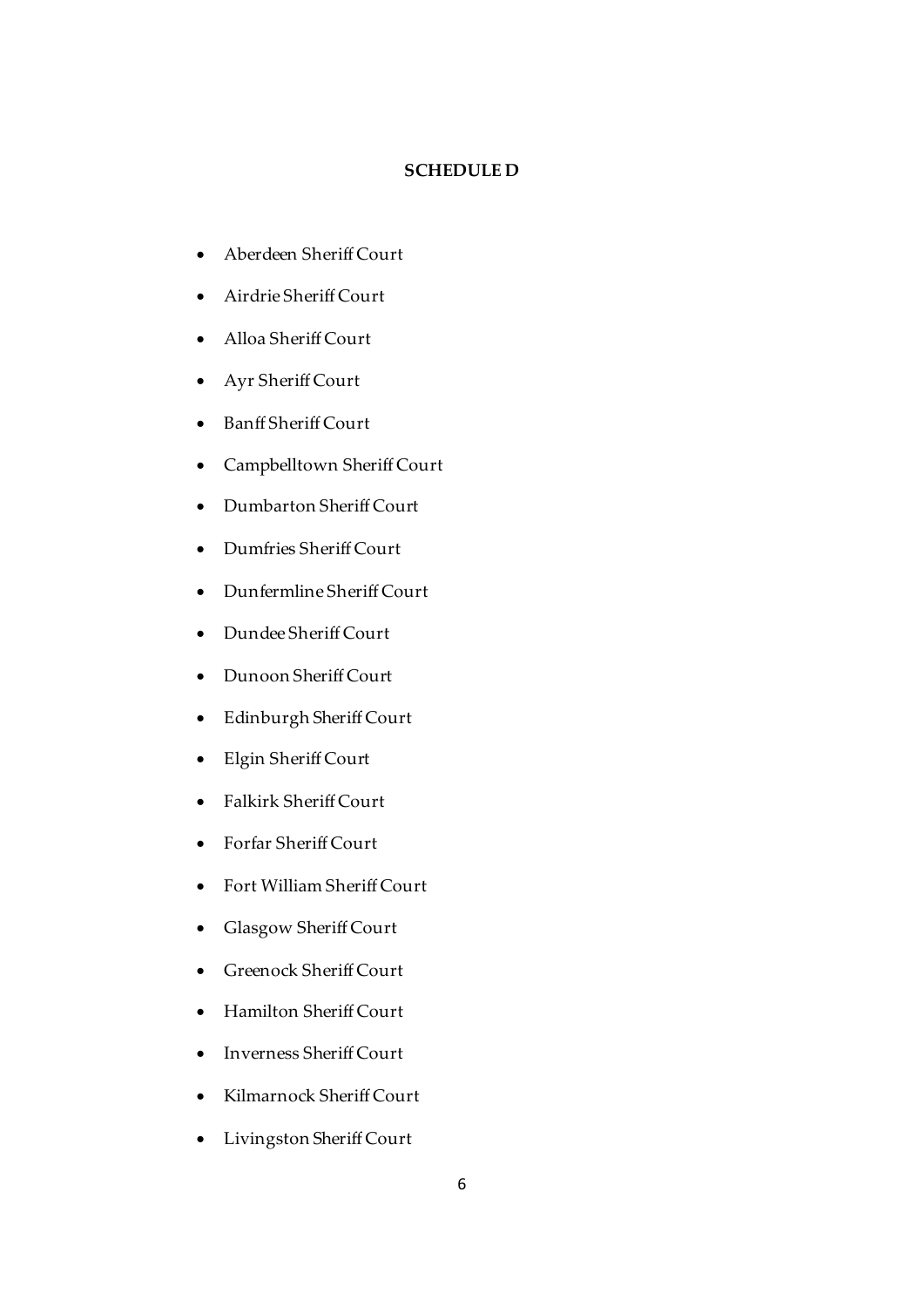**SCHEDULE D**

- Aberdeen Sheriff Court
- Airdrie Sheriff Court
- Alloa Sheriff Court
- Ayr Sheriff Court
- Banff Sheriff Court
- Campbelltown Sheriff Court
- Dumbarton Sheriff Court
- Dumfries Sheriff Court
- Dunfermline Sheriff Court
- Dundee Sheriff Court
- Dunoon Sheriff Court
- Edinburgh Sheriff Court
- Elgin Sheriff Court
- Falkirk Sheriff Court
- Forfar Sheriff Court
- Fort William Sheriff Court
- Glasgow Sheriff Court
- Greenock Sheriff Court
- Hamilton Sheriff Court
- Inverness Sheriff Court
- Kilmarnock Sheriff Court
- Livingston Sheriff Court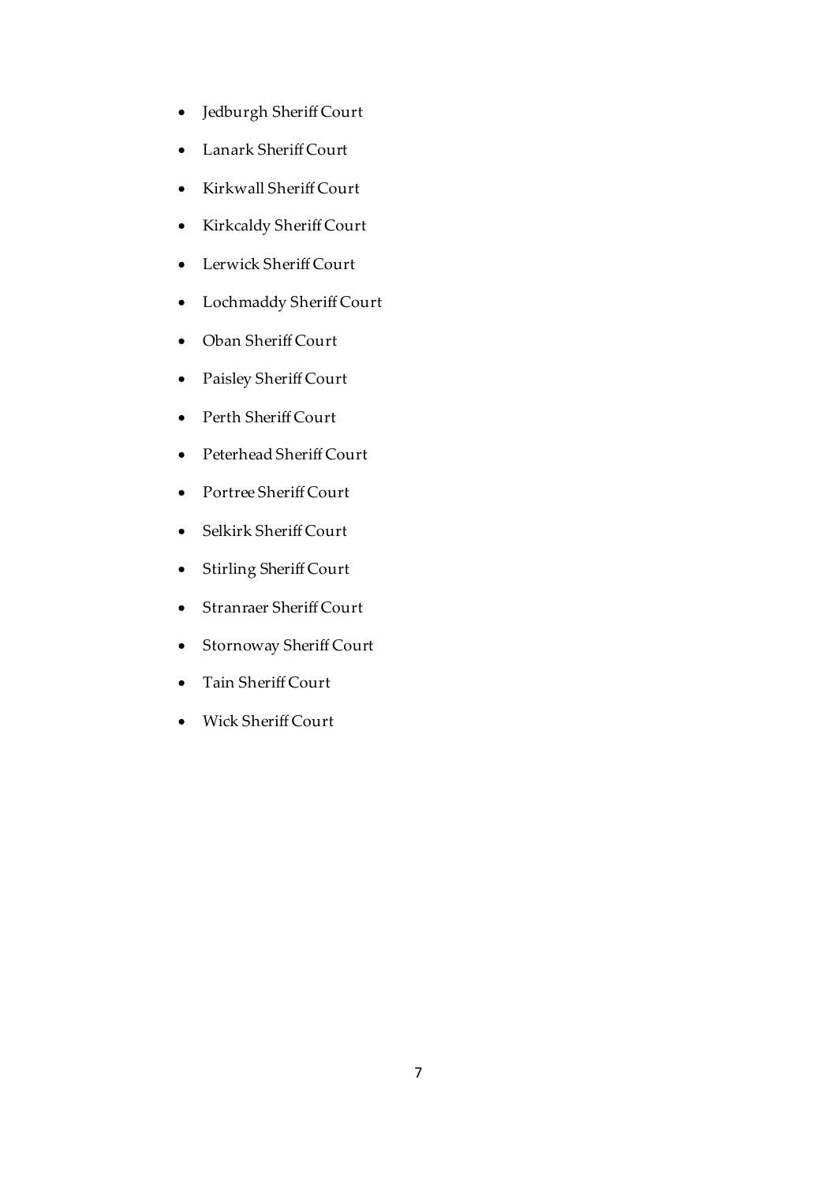- Jedburgh Sheriff Court
- Lanark Sheriff Court
- Kirkwall Sheriff Court
- Kirkcaldy Sheriff Court
- Lerwick Sheriff Court
- Lochmaddy Sheriff Court
- Oban Sheriff Court
- Paisley Sheriff Court
- Perth Sheriff Court
- Peterhead Sheriff Court
- Portree Sheriff Court
- Selkirk Sheriff Court
- Stirling Sheriff Court
- Stranraer Sheriff Court
- Stornoway Sheriff Court
- Tain Sheriff Court
- Wick Sheriff Court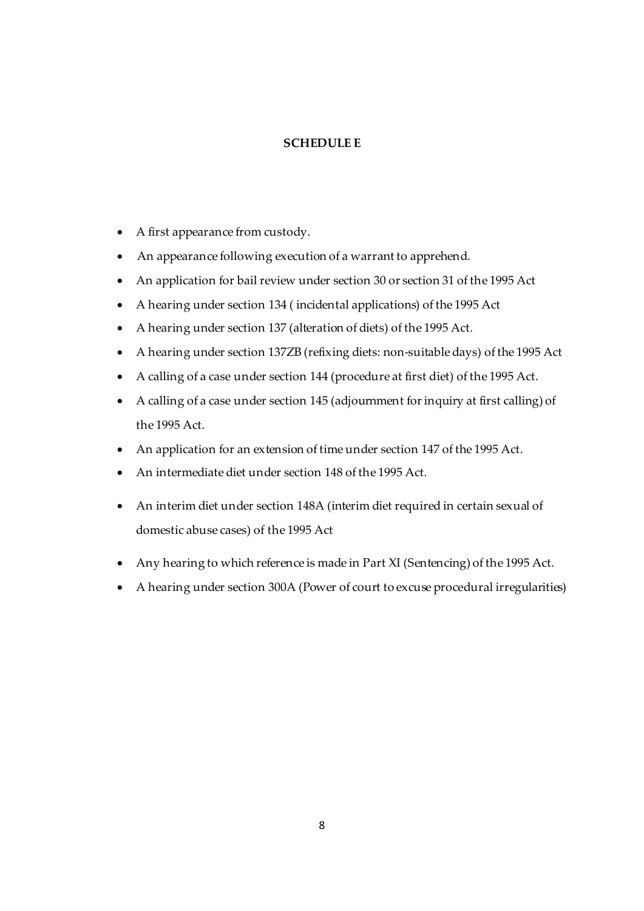# SCHEDULE E

- A first appearance from custody.
- An appearance following execution of a warrant to apprehend.
- An application for bail review under section 30 or section 31 of the 1995 Act
- A hearing under section 134 ( incidental applications) of the 1995 Act
- A hearing under section 137 (alteration of diets) of the 1995 Act.
- A hearing under section 137ZB (refixing diets: non-suitable days) of the 1995 Act
- A calling of a case under section 144 (procedure at first diet) of the 1995 Act.
- A calling of a case under section 145 (adjournment for inquiry at first calling) of the 1995 Act.
- An application for an extension of time under section 147 of the 1995 Act.
- An intermediate diet under section 148 of the 1995 Act.
- An interim diet under section 148A (interim diet required in certain sexual of domestic abuse cases) of the 1995 Act
- Any hearing to which reference is made in Part XI (Sentencing) of the 1995 Act.
- A hearing under section 300A (Power of court to excuse procedural irregularities)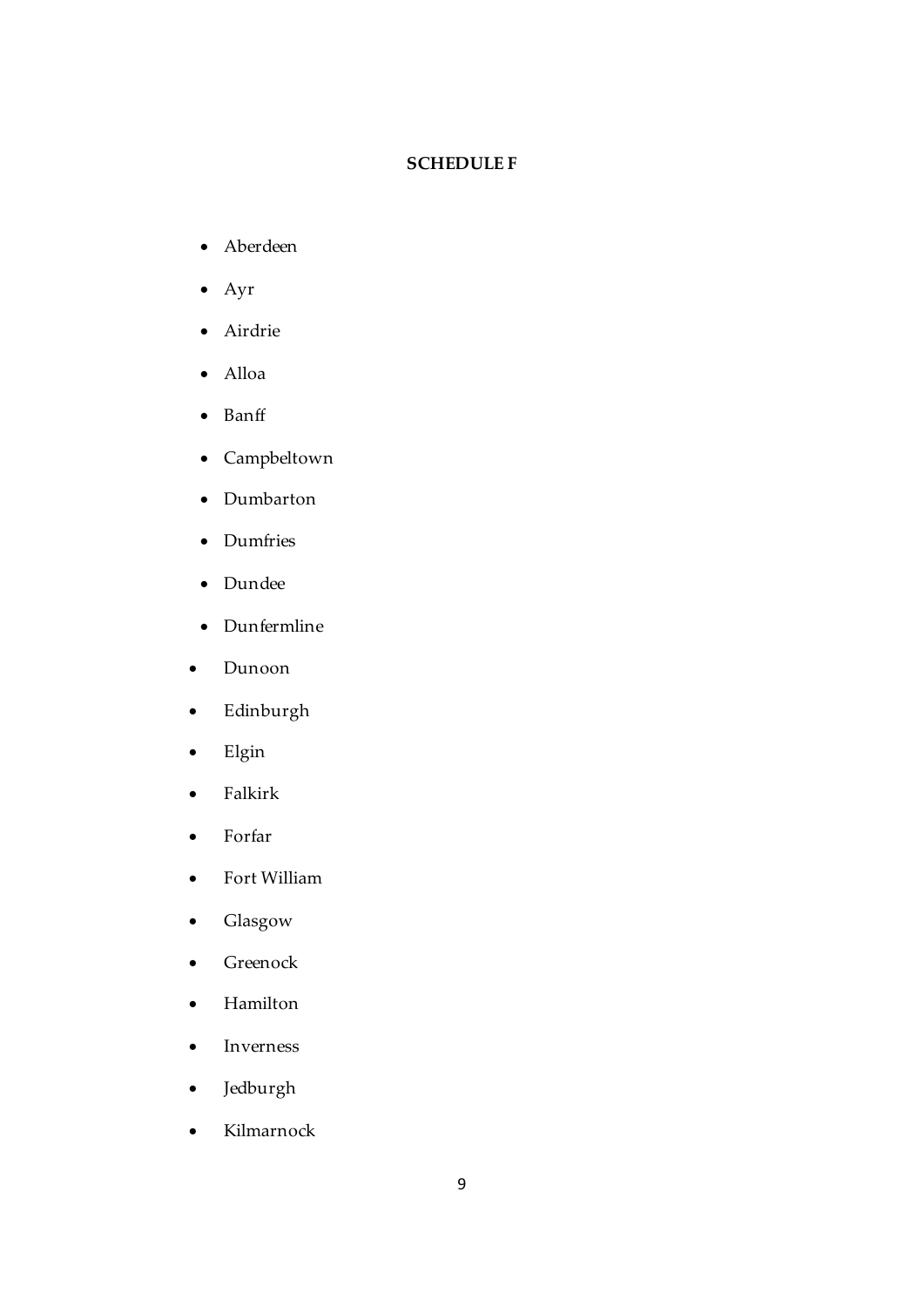**SCHEDULE F**

- Aberdeen
- Ayr
- Airdrie
- Alloa
- Banff
- Campbeltown
- Dumbarton
- Dumfries
- Dundee
- Dunfermline
- Dunoon
- Edinburgh
- Elgin
- Falkirk
- Forfar
- Fort William
- Glasgow
- Greenock
- Hamilton
- Inverness
- Jedburgh
- Kilmarnock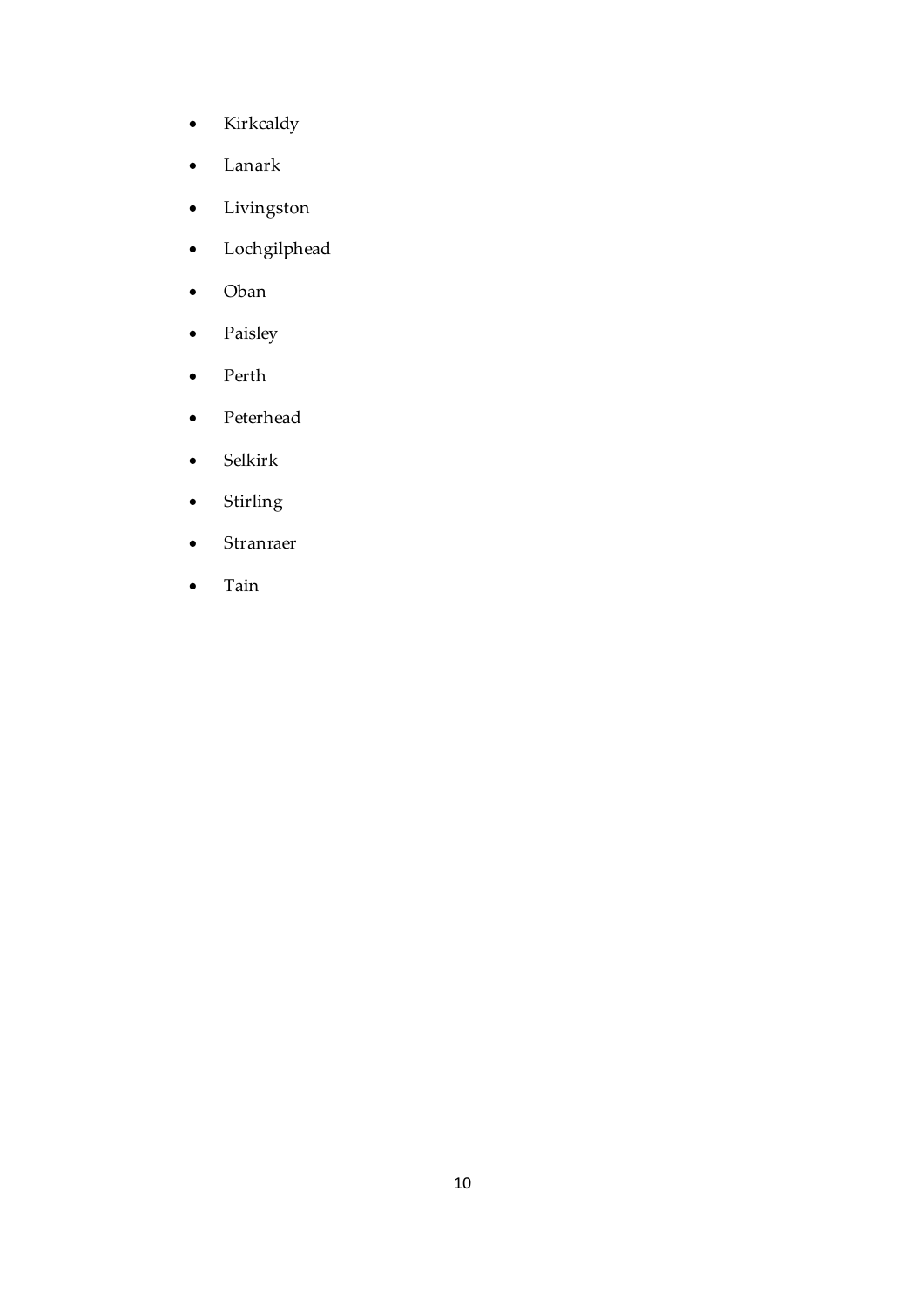- Kirkcaldy
- Lanark
- Livingston
- Lochgilphead
- Oban
- Paisley
- Perth
- Peterhead
- Selkirk
- Stirling
- Stranraer
- Tain